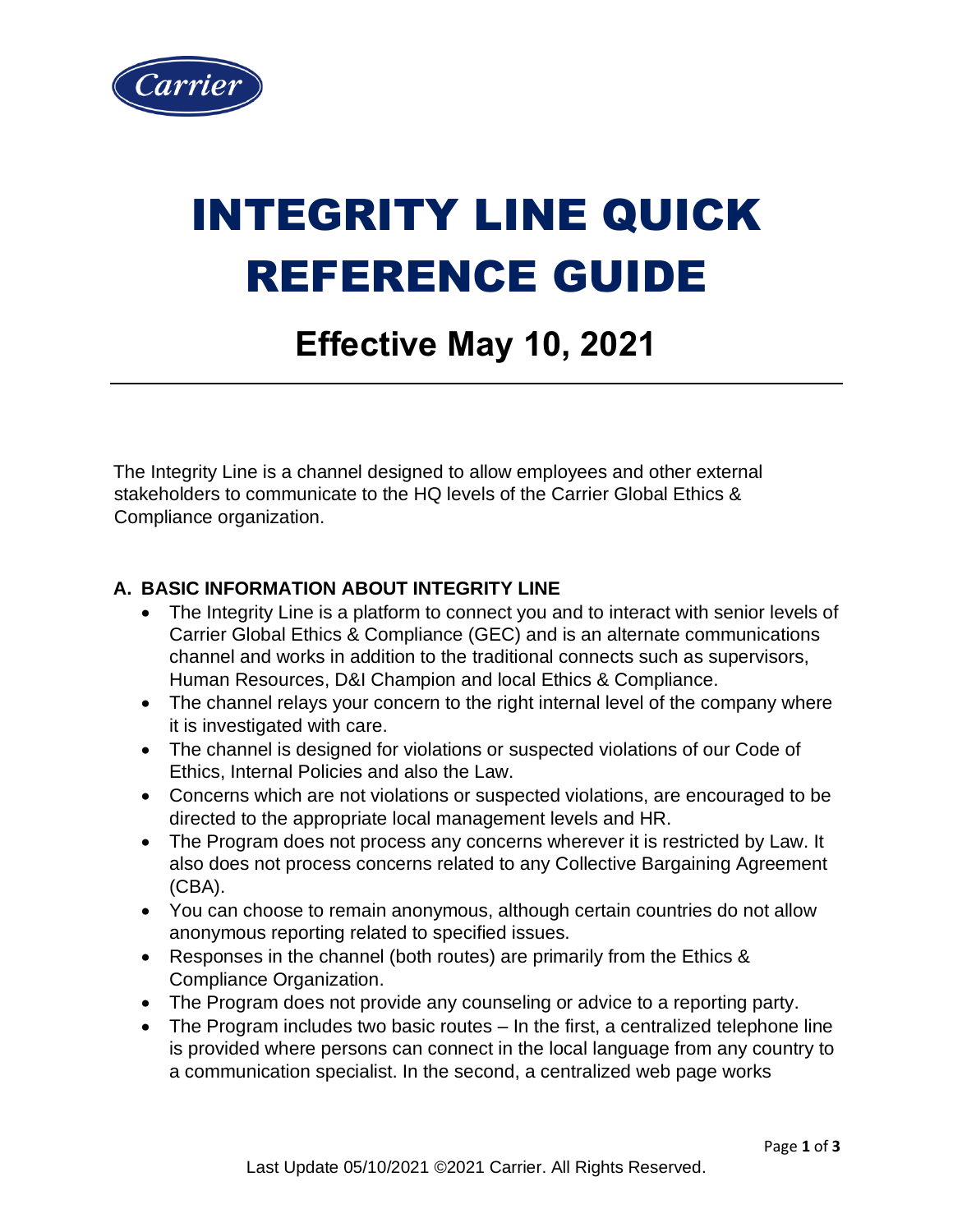# INTEGRITY LINE QUICK REFERENCE GUIDE

## Effective May 10, 2021

---

The Integrity Line is a channel designed to allow employees and other external stakeholders to communicate to the HQ levels of the Carrier Global Ethics & Compliance organization.

### A. BASIC INFORMATION ABOUT INTEGRITY LINE

- The Integrity Line is a platform to connect you and to interact with senior levels of Carrier Global Ethics & Compliance (GEC) and is an alternate communications channel and works in addition to the traditional connects such as supervisors, Human Resources, D&I Champion and local Ethics & Compliance.
- The channel relays your concern to the right internal level of the company where it is investigated with care.
- The channel is designed for violations or suspected violations of our Code of Ethics, Internal Policies and also the Law.
- Concerns which are not violations or suspected violations, are encouraged to be directed to the appropriate local management levels and HR.
- The Program does not process any concerns wherever it is restricted by Law. It also does not process concerns related to any Collective Bargaining Agreement (CBA).
- You can choose to remain anonymous, although certain countries do not allow anonymous reporting related to specified issues.
- Responses in the channel (both routes) are primarily from the Ethics & Compliance Organization.
- The Program does not provide any counseling or advice to a reporting party.
- The Program includes two basic routes – In the first, a centralized telephone line is provided where persons can connect in the local language from any country to a communication specialist. In the second, a centralized web page works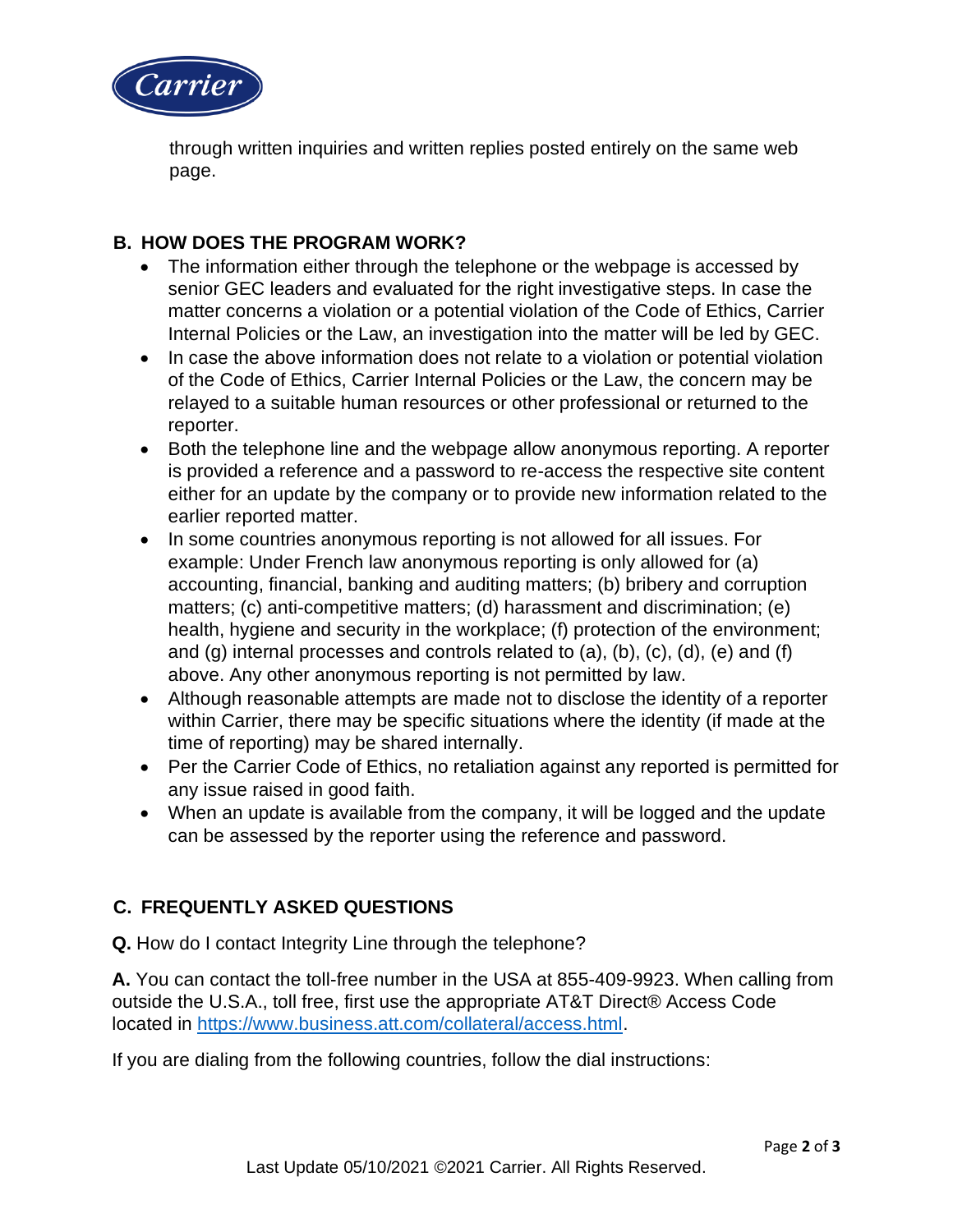through written inquiries and written replies posted entirely on the same web page.

## B. HOW DOES THE PROGRAM WORK?

- The information either through the telephone or the webpage is accessed by senior GEC leaders and evaluated for the right investigative steps. In case the matter concerns a violation or a potential violation of the Code of Ethics, Carrier Internal Policies or the Law, an investigation into the matter will be led by GEC.
- In case the above information does not relate to a violation or potential violation of the Code of Ethics, Carrier Internal Policies or the Law, the concern may be relayed to a suitable human resources or other professional or returned to the reporter.
- Both the telephone line and the webpage allow anonymous reporting. A reporter is provided a reference and a password to re-access the respective site content either for an update by the company or to provide new information related to the earlier reported matter.
- In some countries anonymous reporting is not allowed for all issues. For example: Under French law anonymous reporting is only allowed for (a) accounting, financial, banking and auditing matters; (b) bribery and corruption matters; (c) anti-competitive matters; (d) harassment and discrimination; (e) health, hygiene and security in the workplace; (f) protection of the environment; and (g) internal processes and controls related to (a), (b), (c), (d), (e) and (f) above. Any other anonymous reporting is not permitted by law.
- Although reasonable attempts are made not to disclose the identity of a reporter within Carrier, there may be specific situations where the identity (if made at the time of reporting) may be shared internally.
- Per the Carrier Code of Ethics, no retaliation against any reported is permitted for any issue raised in good faith.
- When an update is available from the company, it will be logged and the update can be assessed by the reporter using the reference and password.

## C. FREQUENTLY ASKED QUESTIONS

**Q.** How do I contact Integrity Line through the telephone?

**A.** You can contact the toll-free number in the USA at 855-409-9923. When calling from outside the U.S.A., toll free, first use the appropriate AT&T Direct® Access Code located in [https://www.business.att.com/collateral/access.html](https://www.business.att.com/collateral/access.html).

If you are dialing from the following countries, follow the dial instructions: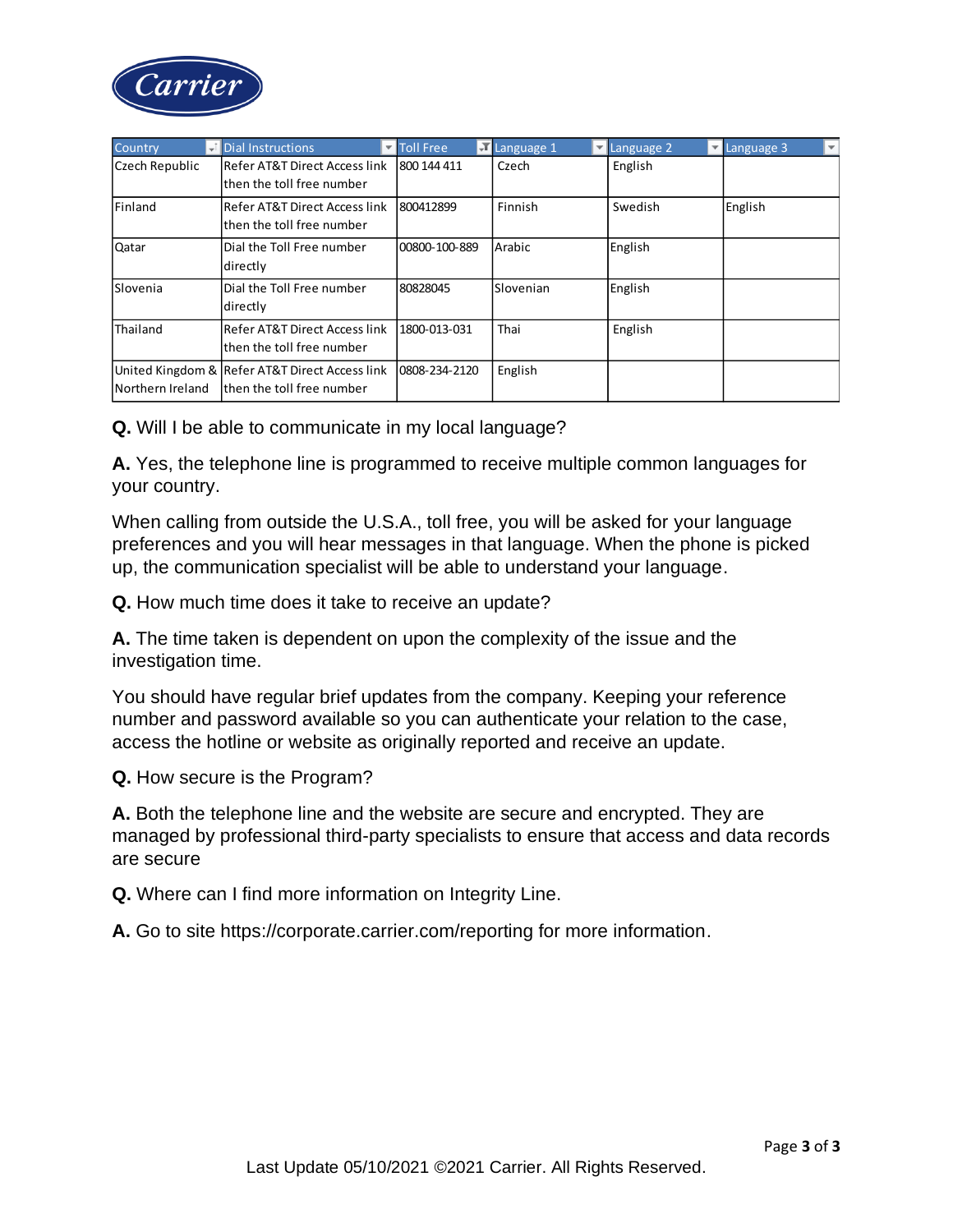| Country | Dial Instructions | Toll Free | Language 1 | Language 2 | Language 3 |
|---|---|---|---|---|---|
| Czech Republic | Refer AT&T Direct Access link then the toll free number | 800 144 411 | Czech | English | |
| Finland | Refer AT&T Direct Access link then the toll free number | 800412899 | Finnish | Swedish | English |
| Qatar | Dial the Toll Free number directly | 00800-100-889 | Arabic | English | |
| Slovenia | Dial the Toll Free number directly | 80828045 | Slovenian | English | |
| Thailand | Refer AT&T Direct Access link then the toll free number | 1800-013-031 | Thai | English | |
| United Kingdom & Northern Ireland | Refer AT&T Direct Access link then the toll free number | 0808-234-2120 | English | | |

**Q.** Will I be able to communicate in my local language?

**A.** Yes, the telephone line is programmed to receive multiple common languages for your country.

When calling from outside the U.S.A., toll free, you will be asked for your language preferences and you will hear messages in that language. When the phone is picked up, the communication specialist will be able to understand your language.

**Q.** How much time does it take to receive an update?

**A.** The time taken is dependent on upon the complexity of the issue and the investigation time.

You should have regular brief updates from the company. Keeping your reference number and password available so you can authenticate your relation to the case, access the hotline or website as originally reported and receive an update.

**Q.** How secure is the Program?

**A.** Both the telephone line and the website are secure and encrypted. They are managed by professional third-party specialists to ensure that access and data records are secure

**Q.** Where can I find more information on Integrity Line.

**A.** Go to site https://corporate.carrier.com/reporting for more information.

Last Update 05/10/2021 ©2021 Carrier. All Rights Reserved.